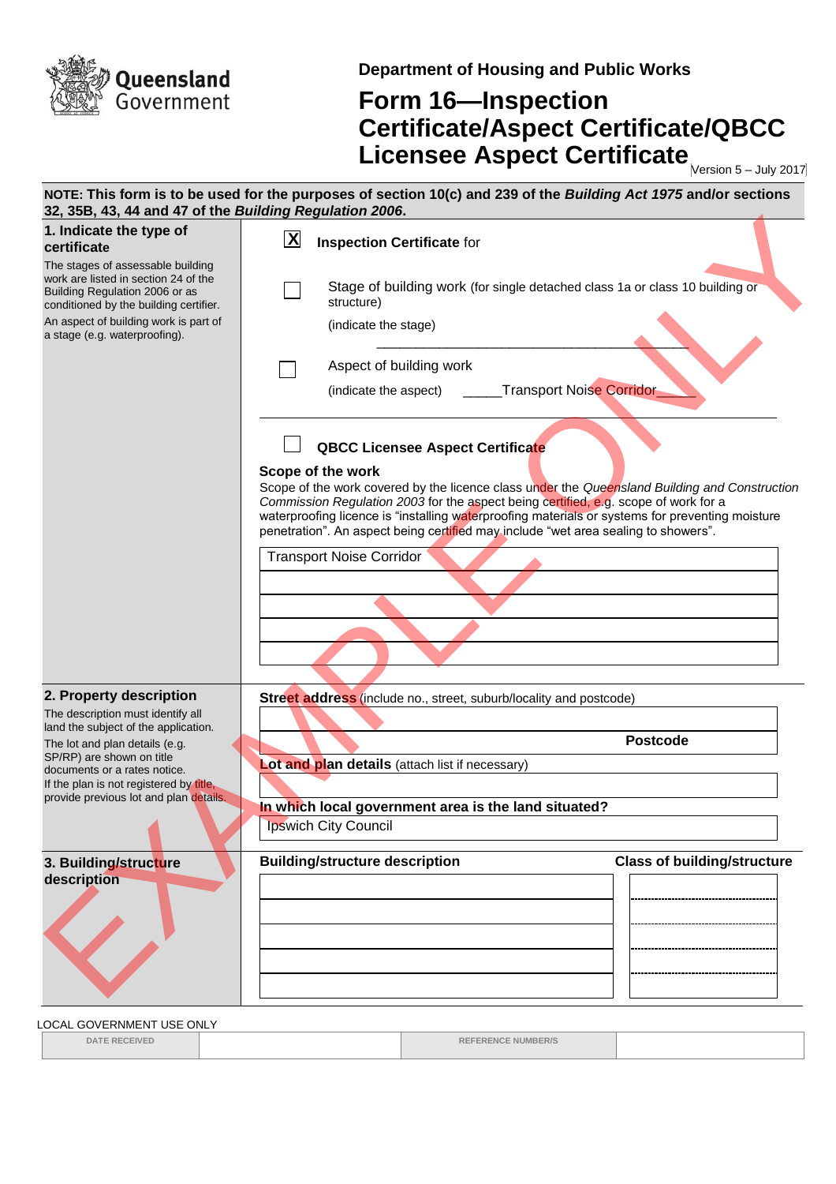Queensland Government

**Department of Housing and Public Works**

# Form 16—Inspection Certificate/Aspect Certificate/QBCC Licensee Aspect Certificate

Version 5 – July 2017

**NOTE: This form is to be used for the purposes of section 10(c) and 239 of the *Building Act 1975* and/or sections 32, 35B, 43, 44 and 47 of the *Building Regulation 2006*.**

EXAMPLE ONLY

## 1. Indicate the type of certificate

The stages of assessable building work are listed in section 24 of the Building Regulation 2006 or as conditioned by the building certifier.

An aspect of building work is part of a stage (e.g. waterproofing).

[X] **Inspection Certificate** for

[ ] Stage of building work (for single detached class 1a or class 10 building or structure)

(indicate the stage) ____________________________________________

[ ] Aspect of building work

(indicate the aspect) _____Transport Noise Corridor_____

[ ] **QBCC Licensee Aspect Certificate**

**Scope of the work**

Scope of the work covered by the licence class under the *Queensland Building and Construction Commission Regulation 2003* for the aspect being certified, e.g. scope of work for a waterproofing licence is "installing waterproofing materials or systems for preventing moisture penetration". An aspect being certified may include "wet area sealing to showers".

Transport Noise Corridor

## 2. Property description

The description must identify all land the subject of the application.

The lot and plan details (e.g. SP/RP) are shown on title documents or a rates notice.

If the plan is not registered by title, provide previous lot and plan details.

**Street address** (include no., street, suburb/locality and postcode)

**Postcode**

**Lot and plan details** (attach list if necessary)

**In which local government area is the land situated?**

Ipswich City Council

## 3. Building/structure description

| Building/structure description | Class of building/structure |
|---|---|
| | |
| | |
| | |
| | |
| | |

LOCAL GOVERNMENT USE ONLY

| DATE RECEIVED | | REFERENCE NUMBER/S | |
|---|---|---|---|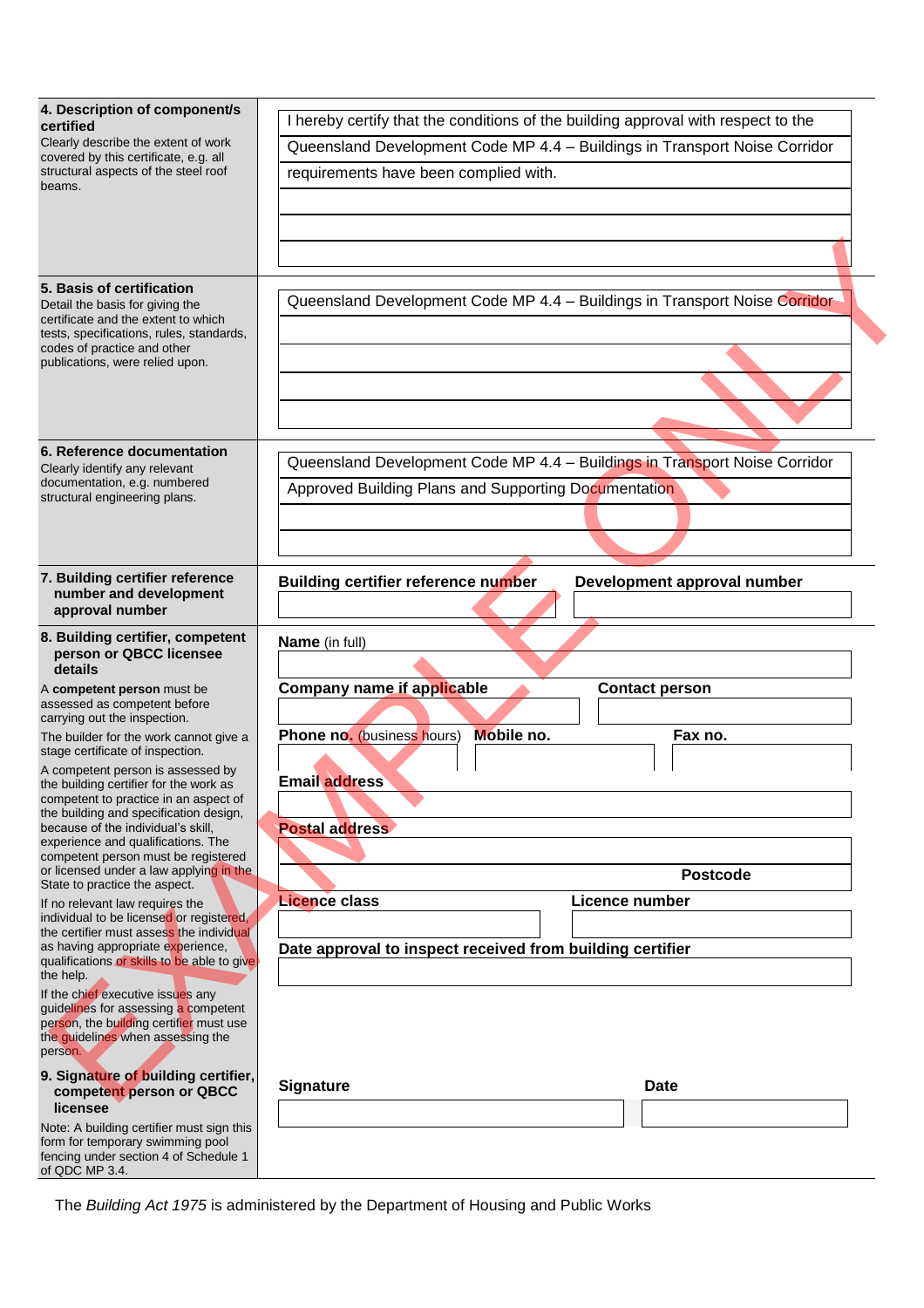| | |
|---|---|
| **4. Description of component/s certified**<br>Clearly describe the extent of work covered by this certificate, e.g. all structural aspects of the steel roof beams. | I hereby certify that the conditions of the building approval with respect to the Queensland Development Code MP 4.4 – Buildings in Transport Noise Corridor requirements have been complied with. |
| **5. Basis of certification**<br>Detail the basis for giving the certificate and the extent to which tests, specifications, rules, standards, codes of practice and other publications, were relied upon. | Queensland Development Code MP 4.4 – Buildings in Transport Noise Corridor |
| **6. Reference documentation**<br>Clearly identify any relevant documentation, e.g. numbered structural engineering plans. | Queensland Development Code MP 4.4 – Buildings in Transport Noise Corridor<br>Approved Building Plans and Supporting Documentation |
| **7. Building certifier reference number and development approval number** | **Building certifier reference number** &nbsp;&nbsp; **Development approval number** |
| **8. Building certifier, competent person or QBCC licensee details**<br>A **competent person** must be assessed as competent before carrying out the inspection.<br>The builder for the work cannot give a stage certificate of inspection.<br>A competent person is assessed by the building certifier for the work as competent to practice in an aspect of the building and specification design, because of the individual's skill, experience and qualifications. The competent person must be registered or licensed under a law applying in the State to practice the aspect.<br>If no relevant law requires the individual to be licensed or registered, the certifier must assess the individual as having appropriate experience, qualifications or skills to be able to give the help.<br>If the chief executive issues any guidelines for assessing a competent person, the building certifier must use the guidelines when assessing the person. | **Name** (in full)<br>**Company name if applicable** &nbsp;&nbsp; **Contact person**<br>**Phone no.** (business hours) &nbsp;&nbsp; **Mobile no.** &nbsp;&nbsp; **Fax no.**<br>**Email address**<br>**Postal address**<br>**Postcode**<br>**Licence class** &nbsp;&nbsp; **Licence number**<br>**Date approval to inspect received from building certifier** |
| **9. Signature of building certifier, competent person or QBCC licensee**<br>Note: A building certifier must sign this form for temporary swimming pool fencing under section 4 of Schedule 1 of QDC MP 3.4. | **Signature** &nbsp;&nbsp; **Date** |

EXAMPLE ONLY

The *Building Act 1975* is administered by the Department of Housing and Public Works